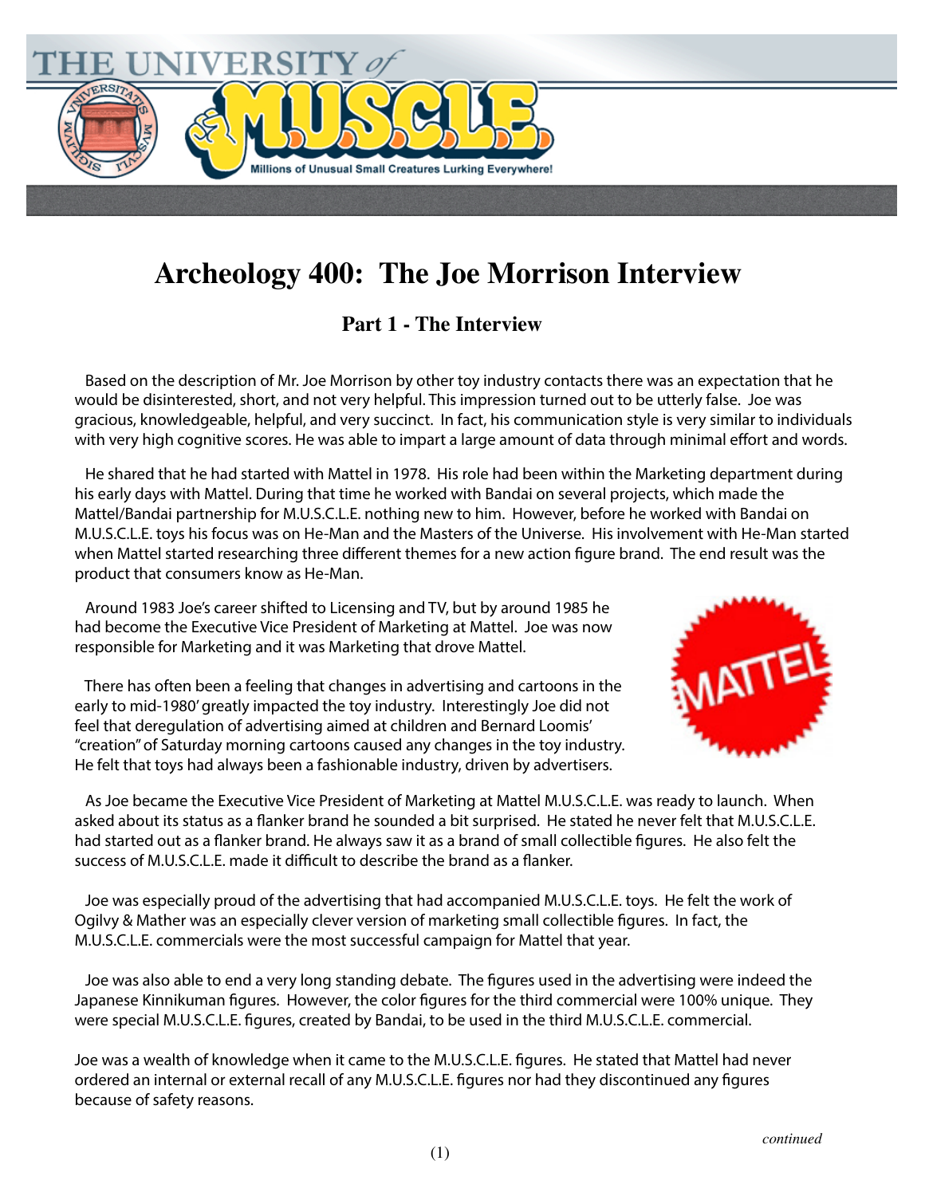# Archeology 400: The Joe Morrison Interview

## Part 1 - The Interview

Based on the description of Mr. Joe Morrison by other toy industry contacts there was an expectation that he would be disinterested, short, and not very helpful. This impression turned out to be utterly false. Joe was gracious, knowledgeable, helpful, and very succinct. In fact, his communication style is very similar to individuals with very high cognitive scores. He was able to impart a large amount of data through minimal effort and words.

He shared that he had started with Mattel in 1978. His role had been within the Marketing department during his early days with Mattel. During that time he worked with Bandai on several projects, which made the Mattel/Bandai partnership for M.U.S.C.L.E. nothing new to him. However, before he worked with Bandai on M.U.S.C.L.E. toys his focus was on He-Man and the Masters of the Universe. His involvement with He-Man started when Mattel started researching three different themes for a new action figure brand. The end result was the product that consumers know as He-Man.

Around 1983 Joe's career shifted to Licensing and TV, but by around 1985 he had become the Executive Vice President of Marketing at Mattel. Joe was now responsible for Marketing and it was Marketing that drove Mattel.

There has often been a feeling that changes in advertising and cartoons in the early to mid-1980' greatly impacted the toy industry. Interestingly Joe did not feel that deregulation of advertising aimed at children and Bernard Loomis' "creation" of Saturday morning cartoons caused any changes in the toy industry. He felt that toys had always been a fashionable industry, driven by advertisers.

As Joe became the Executive Vice President of Marketing at Mattel M.U.S.C.L.E. was ready to launch. When asked about its status as a flanker brand he sounded a bit surprised. He stated he never felt that M.U.S.C.L.E. had started out as a flanker brand. He always saw it as a brand of small collectible figures. He also felt the success of M.U.S.C.L.E. made it difficult to describe the brand as a flanker.

Joe was especially proud of the advertising that had accompanied M.U.S.C.L.E. toys. He felt the work of Ogilvy & Mather was an especially clever version of marketing small collectible figures. In fact, the M.U.S.C.L.E. commercials were the most successful campaign for Mattel that year.

Joe was also able to end a very long standing debate. The figures used in the advertising were indeed the Japanese Kinnikuman figures. However, the color figures for the third commercial were 100% unique. They were special M.U.S.C.L.E. figures, created by Bandai, to be used in the third M.U.S.C.L.E. commercial.

Joe was a wealth of knowledge when it came to the M.U.S.C.L.E. figures. He stated that Mattel had never ordered an internal or external recall of any M.U.S.C.L.E. figures nor had they discontinued any figures because of safety reasons.

*continued*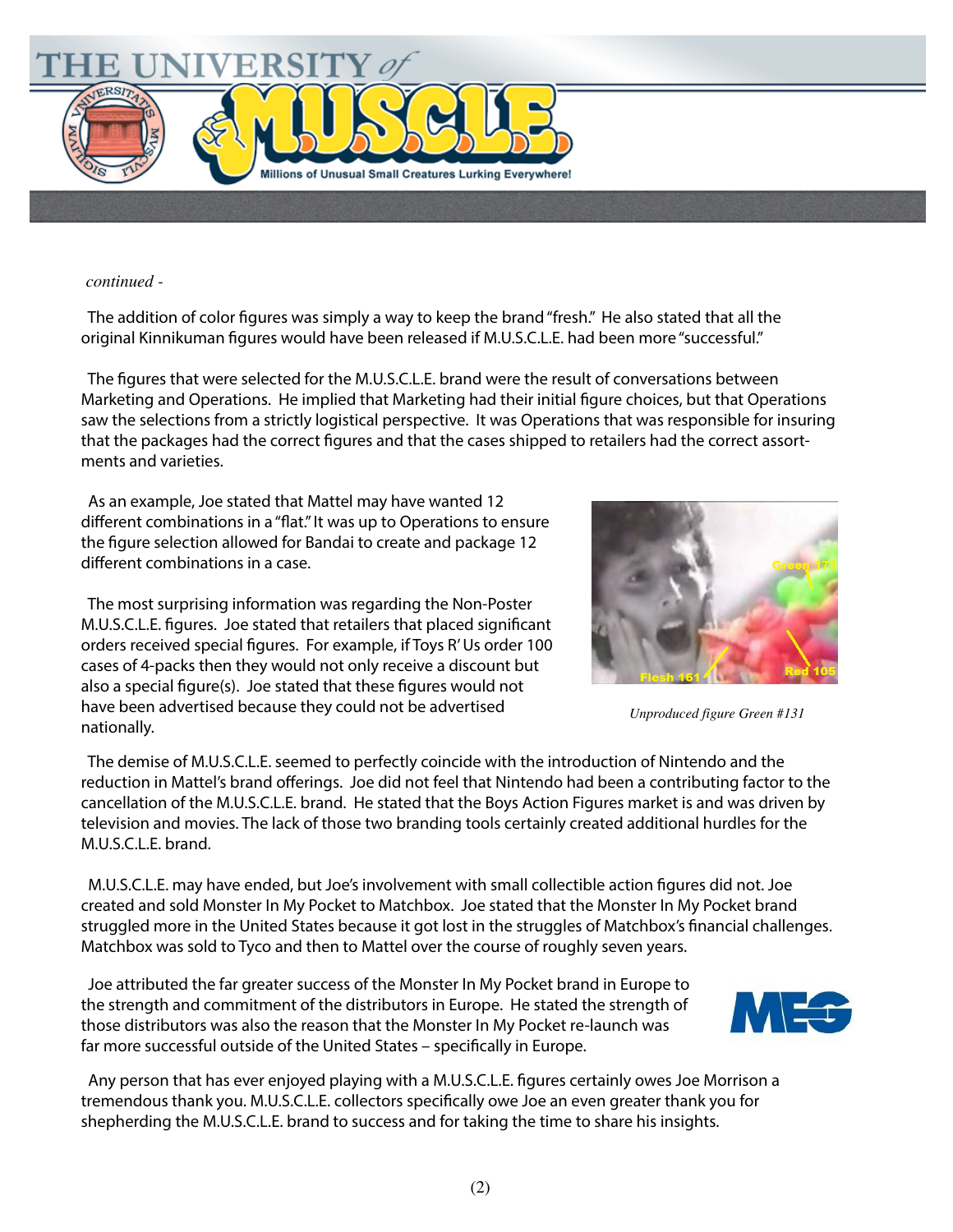*continued -*

The addition of color figures was simply a way to keep the brand "fresh." He also stated that all the original Kinnikuman figures would have been released if M.U.S.C.L.E. had been more "successful."

The figures that were selected for the M.U.S.C.L.E. brand were the result of conversations between Marketing and Operations. He implied that Marketing had their initial figure choices, but that Operations saw the selections from a strictly logistical perspective. It was Operations that was responsible for insuring that the packages had the correct figures and that the cases shipped to retailers had the correct assortments and varieties.

As an example, Joe stated that Mattel may have wanted 12 different combinations in a "flat." It was up to Operations to ensure the figure selection allowed for Bandai to create and package 12 different combinations in a case.

The most surprising information was regarding the Non-Poster M.U.S.C.L.E. figures. Joe stated that retailers that placed significant orders received special figures. For example, if Toys R' Us order 100 cases of 4-packs then they would not only receive a discount but also a special figure(s). Joe stated that these figures would not have been advertised because they could not be advertised nationally.

*Unproduced figure Green #131*

The demise of M.U.S.C.L.E. seemed to perfectly coincide with the introduction of Nintendo and the reduction in Mattel's brand offerings. Joe did not feel that Nintendo had been a contributing factor to the cancellation of the M.U.S.C.L.E. brand. He stated that the Boys Action Figures market is and was driven by television and movies. The lack of those two branding tools certainly created additional hurdles for the M.U.S.C.L.E. brand.

M.U.S.C.L.E. may have ended, but Joe's involvement with small collectible action figures did not. Joe created and sold Monster In My Pocket to Matchbox. Joe stated that the Monster In My Pocket brand struggled more in the United States because it got lost in the struggles of Matchbox's financial challenges. Matchbox was sold to Tyco and then to Mattel over the course of roughly seven years.

Joe attributed the far greater success of the Monster In My Pocket brand in Europe to the strength and commitment of the distributors in Europe. He stated the strength of those distributors was also the reason that the Monster In My Pocket re-launch was far more successful outside of the United States – specifically in Europe.

Any person that has ever enjoyed playing with a M.U.S.C.L.E. figures certainly owes Joe Morrison a tremendous thank you. M.U.S.C.L.E. collectors specifically owe Joe an even greater thank you for shepherding the M.U.S.C.L.E. brand to success and for taking the time to share his insights.